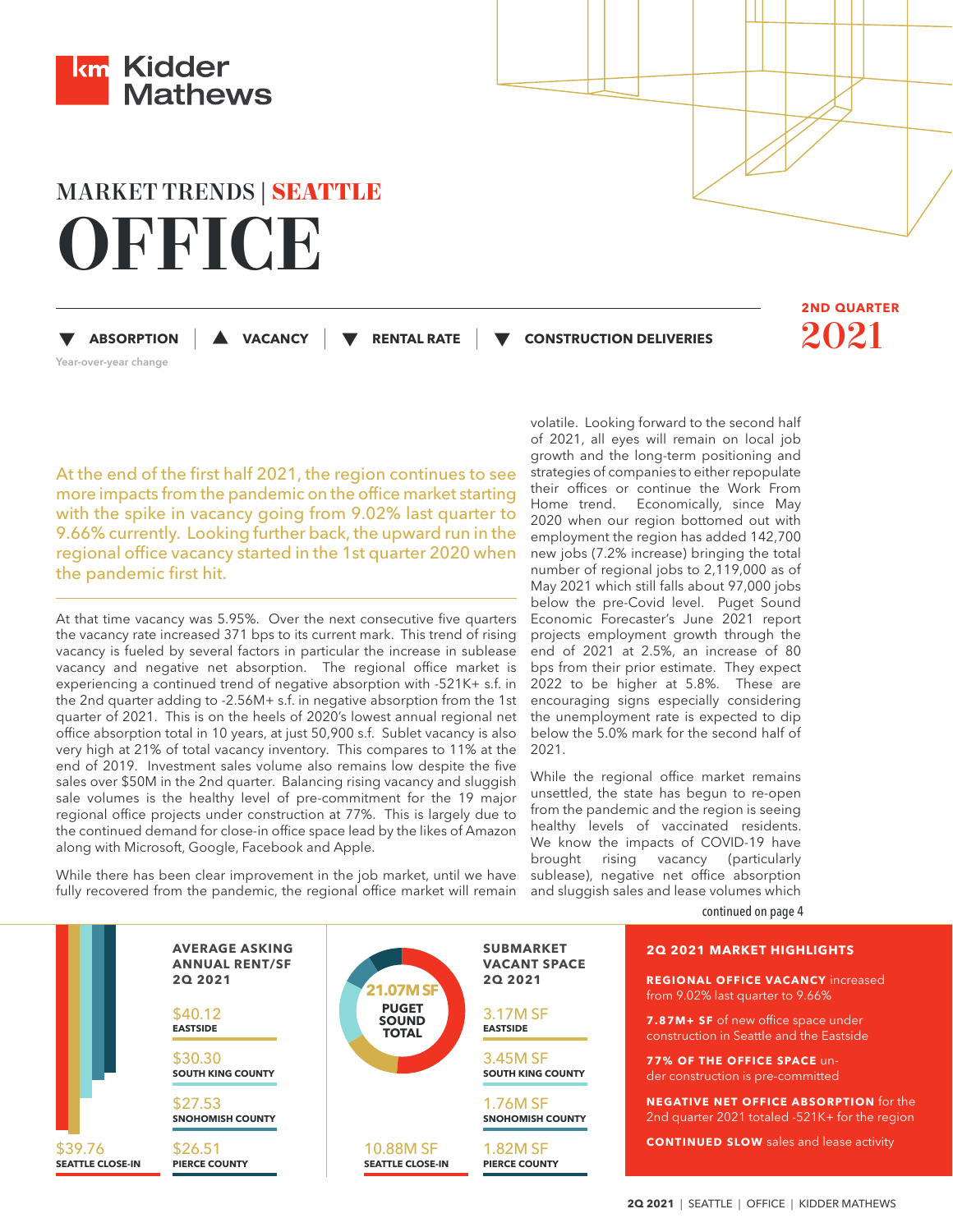Kidder Mathews

# MARKET TRENDS | SEATTLE

# OFFICE

**2ND QUARTER 2021**

▼ **ABSORPTION** | ▲ **VACANCY** | ▼ **RENTAL RATE** | ▼ **CONSTRUCTION DELIVERIES**

Year-over-year change

At the end of the first half 2021, the region continues to see more impacts from the pandemic on the office market starting with the spike in vacancy going from 9.02% last quarter to 9.66% currently. Looking further back, the upward run in the regional office vacancy started in the 1st quarter 2020 when the pandemic first hit.

At that time vacancy was 5.95%. Over the next consecutive five quarters the vacancy rate increased 371 bps to its current mark. This trend of rising vacancy is fueled by several factors in particular the increase in sublease vacancy and negative net absorption. The regional office market is experiencing a continued trend of negative absorption with -521K+ s.f. in the 2nd quarter adding to -2.56M+ s.f. in negative absorption from the 1st quarter of 2021. This is on the heels of 2020's lowest annual regional net office absorption total in 10 years, at just 50,900 s.f. Sublet vacancy is also very high at 21% of total vacancy inventory. This compares to 11% at the end of 2019. Investment sales volume also remains low despite the five sales over $50M in the 2nd quarter. Balancing rising vacancy and sluggish sale volumes is the healthy level of pre-commitment for the 19 major regional office projects under construction at 77%. This is largely due to the continued demand for close-in office space lead by the likes of Amazon along with Microsoft, Google, Facebook and Apple.

While there has been clear improvement in the job market, until we have fully recovered from the pandemic, the regional office market will remain volatile. Looking forward to the second half of 2021, all eyes will remain on local job growth and the long-term positioning and strategies of companies to either repopulate their offices or continue the Work From Home trend. Economically, since May 2020 when our region bottomed out with employment the region has added 142,700 new jobs (7.2% increase) bringing the total number of regional jobs to 2,119,000 as of May 2021 which still falls about 97,000 jobs below the pre-Covid level. Puget Sound Economic Forecaster's June 2021 report projects employment growth through the end of 2021 at 2.5%, an increase of 80 bps from their prior estimate. They expect 2022 to be higher at 5.8%. These are encouraging signs especially considering the unemployment rate is expected to dip below the 5.0% mark for the second half of 2021.

While the regional office market remains unsettled, the state has begun to re-open from the pandemic and the region is seeing healthy levels of vaccinated residents. We know the impacts of COVID-19 have brought rising vacancy (particularly sublease), negative net office absorption and sluggish sales and lease volumes which

continued on page 4

**AVERAGE ASKING ANNUAL RENT/SF 2Q 2021**

| Submarket | Rent/SF |
|---|---|
| SEATTLE CLOSE-IN | $39.76 |
| EASTSIDE | $40.12 |
| SOUTH KING COUNTY | $30.30 |
| SNOHOMISH COUNTY | $27.53 |
| PIERCE COUNTY | $26.51 |

**SUBMARKET VACANT SPACE 2Q 2021**

21.07M SF PUGET SOUND TOTAL

| Submarket | Vacant Space |
|---|---|
| SEATTLE CLOSE-IN | 10.88M SF |
| EASTSIDE | 3.17M SF |
| SOUTH KING COUNTY | 3.45M SF |
| SNOHOMISH COUNTY | 1.76M SF |
| PIERCE COUNTY | 1.82M SF |

**2Q 2021 MARKET HIGHLIGHTS**

- **REGIONAL OFFICE VACANCY** increased from 9.02% last quarter to 9.66%
- **7.87M+ SF** of new office space under construction in Seattle and the Eastside
- **77% OF THE OFFICE SPACE** under construction is pre-committed
- **NEGATIVE NET OFFICE ABSORPTION** for the 2nd quarter 2021 totaled -521K+ for the region
- **CONTINUED SLOW** sales and lease activity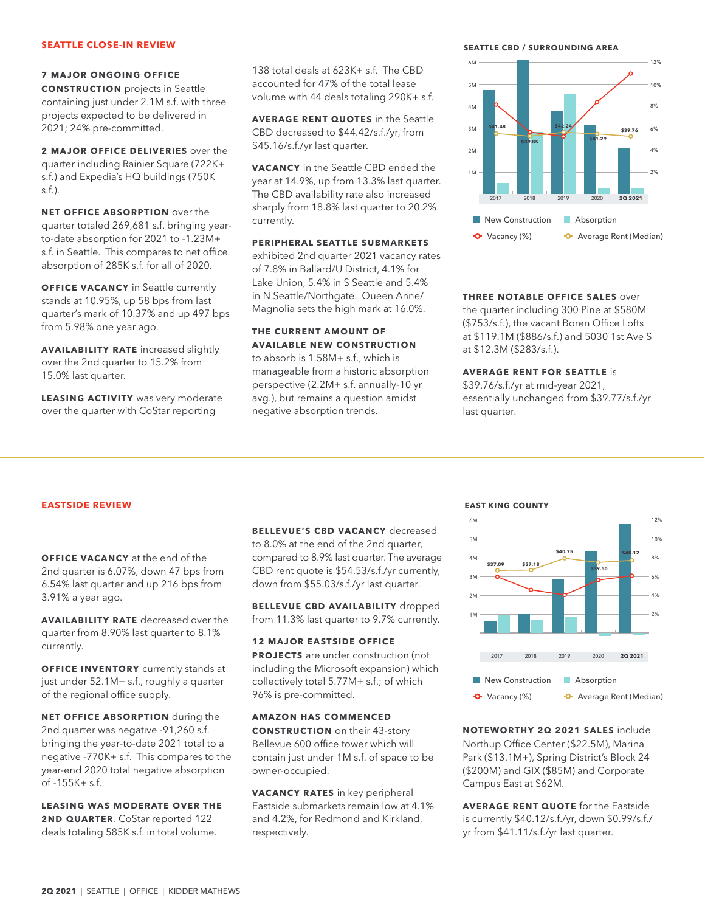## SEATTLE CLOSE-IN REVIEW

**7 MAJOR ONGOING OFFICE CONSTRUCTION** projects in Seattle containing just under 2.1M s.f. with three projects expected to be delivered in 2021; 24% pre-committed.

**2 MAJOR OFFICE DELIVERIES** over the quarter including Rainier Square (722K+ s.f.) and Expedia's HQ buildings (750K s.f.).

**NET OFFICE ABSORPTION** over the quarter totaled 269,681 s.f. bringing year-to-date absorption for 2021 to -1.23M+ s.f. in Seattle. This compares to net office absorption of 285K s.f. for all of 2020.

**OFFICE VACANCY** in Seattle currently stands at 10.95%, up 58 bps from last quarter's mark of 10.37% and up 497 bps from 5.98% one year ago.

**AVAILABILITY RATE** increased slightly over the 2nd quarter to 15.2% from 15.0% last quarter.

**LEASING ACTIVITY** was very moderate over the quarter with CoStar reporting 138 total deals at 623K+ s.f. The CBD accounted for 47% of the total lease volume with 44 deals totaling 290K+ s.f.

**AVERAGE RENT QUOTES** in the Seattle CBD decreased to $44.42/s.f./yr, from $45.16/s.f./yr last quarter.

**VACANCY** in the Seattle CBD ended the year at 14.9%, up from 13.3% last quarter. The CBD availability rate also increased sharply from 18.8% last quarter to 20.2% currently.

**PERIPHERAL SEATTLE SUBMARKETS** exhibited 2nd quarter 2021 vacancy rates of 7.8% in Ballard/U District, 4.1% for Lake Union, 5.4% in S Seattle and 5.4% in N Seattle/Northgate. Queen Anne/Magnolia sets the high mark at 16.0%.

**THE CURRENT AMOUNT OF AVAILABLE NEW CONSTRUCTION** to absorb is 1.58M+ s.f., which is manageable from a historic absorption perspective (2.2M+ s.f. annually-10 yr avg.), but remains a question amidst negative absorption trends.

**SEATTLE CBD / SURROUNDING AREA**

| | 2017 | 2018 | 2019 | 2020 | 2Q 2021 |
|---|---|---|---|---|---|
| Average Rent (Median) | $41.48 | $39.85 | $42.24 | $41.29 | $39.76 |

New Construction | Absorption | Vacancy (%) | Average Rent (Median)

**THREE NOTABLE OFFICE SALES** over the quarter including 300 Pine at $580M ($753/s.f.), the vacant Boren Office Lofts at $119.1M ($886/s.f.) and 5030 1st Ave S at $12.3M ($283/s.f.).

**AVERAGE RENT FOR SEATTLE** is $39.76/s.f./yr at mid-year 2021, essentially unchanged from $39.77/s.f./yr last quarter.

## EASTSIDE REVIEW

**OFFICE VACANCY** at the end of the 2nd quarter is 6.07%, down 47 bps from 6.54% last quarter and up 216 bps from 3.91% a year ago.

**AVAILABILITY RATE** decreased over the quarter from 8.90% last quarter to 8.1% currently.

**OFFICE INVENTORY** currently stands at just under 52.1M+ s.f., roughly a quarter of the regional office supply.

**NET OFFICE ABSORPTION** during the 2nd quarter was negative -91,260 s.f. bringing the year-to-date 2021 total to a negative -770K+ s.f. This compares to the year-end 2020 total negative absorption of -155K+ s.f.

**LEASING WAS MODERATE OVER THE 2ND QUARTER**. CoStar reported 122 deals totaling 585K s.f. in total volume.

**BELLEVUE'S CBD VACANCY** decreased to 8.0% at the end of the 2nd quarter, compared to 8.9% last quarter. The average CBD rent quote is $54.53/s.f./yr currently, down from $55.03/s.f./yr last quarter.

**BELLEVUE CBD AVAILABILITY** dropped from 11.3% last quarter to 9.7% currently.

**12 MAJOR EASTSIDE OFFICE PROJECTS** are under construction (not including the Microsoft expansion) which collectively total 5.77M+ s.f.; of which 96% is pre-committed.

**AMAZON HAS COMMENCED CONSTRUCTION** on their 43-story Bellevue 600 office tower which will contain just under 1M s.f. of space to be owner-occupied.

**VACANCY RATES** in key peripheral Eastside submarkets remain low at 4.1% and 4.2%, for Redmond and Kirkland, respectively.

**EAST KING COUNTY**

| | 2017 | 2018 | 2019 | 2020 | 2Q 2021 |
|---|---|---|---|---|---|
| Average Rent (Median) | $37.09 | $37.18 | $40.75 | $39.50 | $40.12 |

New Construction | Absorption | Vacancy (%) | Average Rent (Median)

**NOTEWORTHY 2Q 2021 SALES** include Northup Office Center ($22.5M), Marina Park ($13.1M+), Spring District's Block 24 ($200M) and GIX ($85M) and Corporate Campus East at $62M.

**AVERAGE RENT QUOTE** for the Eastside is currently $40.12/s.f./yr, down $0.99/s.f./yr from $41.11/s.f./yr last quarter.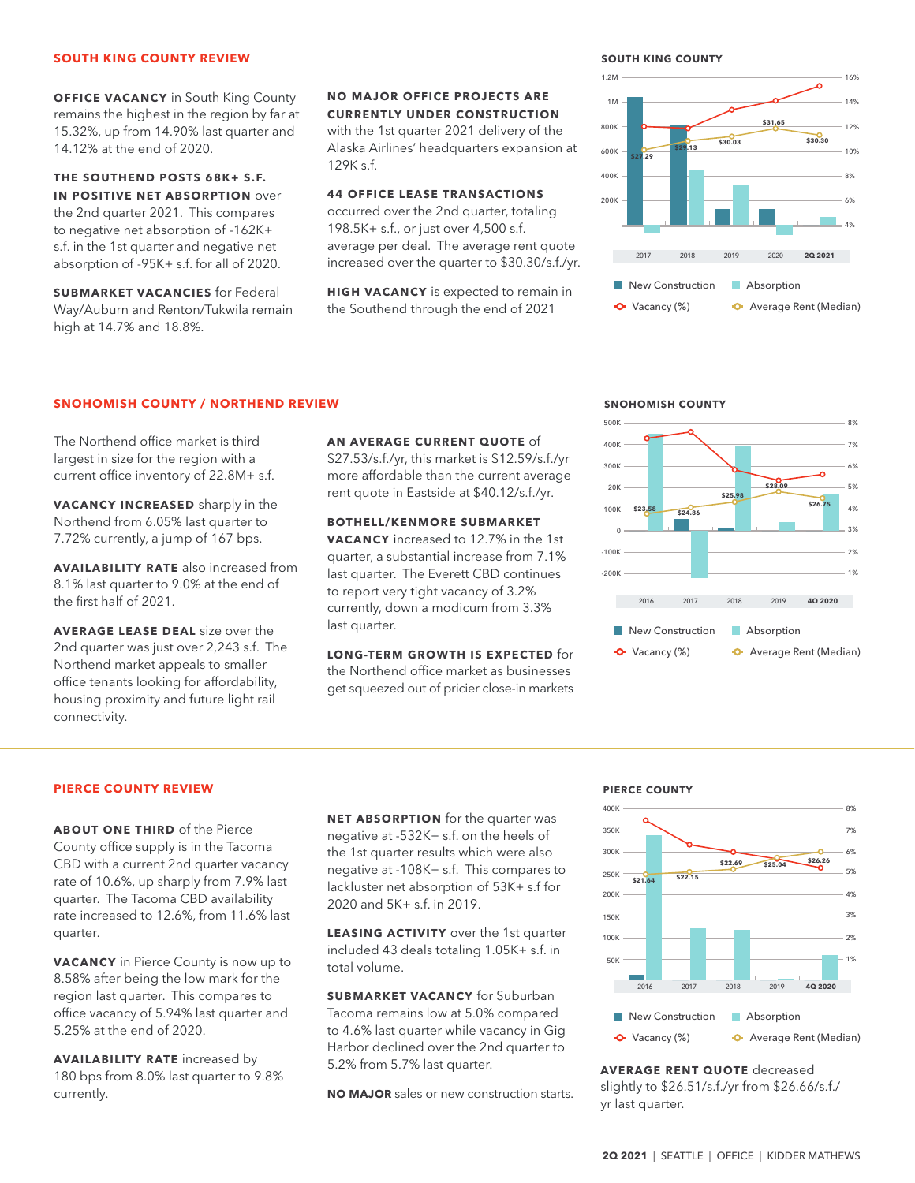## SOUTH KING COUNTY REVIEW

**OFFICE VACANCY** in South King County remains the highest in the region by far at 15.32%, up from 14.90% last quarter and 14.12% at the end of 2020.

**THE SOUTHEND POSTS 68K+ S.F. IN POSITIVE NET ABSORPTION** over the 2nd quarter 2021. This compares to negative net absorption of -162K+ s.f. in the 1st quarter and negative net absorption of -95K+ s.f. for all of 2020.

**SUBMARKET VACANCIES** for Federal Way/Auburn and Renton/Tukwila remain high at 14.7% and 18.8%.

**NO MAJOR OFFICE PROJECTS ARE CURRENTLY UNDER CONSTRUCTION** with the 1st quarter 2021 delivery of the Alaska Airlines' headquarters expansion at 129K s.f.

**44 OFFICE LEASE TRANSACTIONS** occurred over the 2nd quarter, totaling 198.5K+ s.f., or just over 4,500 s.f. average per deal. The average rent quote increased over the quarter to $30.30/s.f./yr.

**HIGH VACANCY** is expected to remain in the Southend through the end of 2021

**SOUTH KING COUNTY**

| | 2017 | 2018 | 2019 | 2020 | 2Q 2021 |
|---|---|---|---|---|---|
| Average Rent (Median) | $27.29 | $29.13 | $30.03 | $31.65 | $30.30 |

New Construction | Absorption | Vacancy (%) | Average Rent (Median)

## SNOHOMISH COUNTY / NORTHEND REVIEW

The Northend office market is third largest in size for the region with a current office inventory of 22.8M+ s.f.

**VACANCY INCREASED** sharply in the Northend from 6.05% last quarter to 7.72% currently, a jump of 167 bps.

**AVAILABILITY RATE** also increased from 8.1% last quarter to 9.0% at the end of the first half of 2021.

**AVERAGE LEASE DEAL** size over the 2nd quarter was just over 2,243 s.f. The Northend market appeals to smaller office tenants looking for affordability, housing proximity and future light rail connectivity.

**AN AVERAGE CURRENT QUOTE** of $27.53/s.f./yr, this market is $12.59/s.f./yr more affordable than the current average rent quote in Eastside at $40.12/s.f./yr.

**BOTHELL/KENMORE SUBMARKET VACANCY** increased to 12.7% in the 1st quarter, a substantial increase from 7.1% last quarter. The Everett CBD continues to report very tight vacancy of 3.2% currently, down a modicum from 3.3% last quarter.

**LONG-TERM GROWTH IS EXPECTED** for the Northend office market as businesses get squeezed out of pricier close-in markets

**SNOHOMISH COUNTY**

| | 2016 | 2017 | 2018 | 2019 | 4Q 2020 |
|---|---|---|---|---|---|
| Average Rent (Median) | $23.58 | $24.86 | $25.98 | $28.09 | $26.75 |

New Construction | Absorption | Vacancy (%) | Average Rent (Median)

## PIERCE COUNTY REVIEW

**ABOUT ONE THIRD** of the Pierce County office supply is in the Tacoma CBD with a current 2nd quarter vacancy rate of 10.6%, up sharply from 7.9% last quarter. The Tacoma CBD availability rate increased to 12.6%, from 11.6% last quarter.

**VACANCY** in Pierce County is now up to 8.58% after being the low mark for the region last quarter. This compares to office vacancy of 5.94% last quarter and 5.25% at the end of 2020.

**AVAILABILITY RATE** increased by 180 bps from 8.0% last quarter to 9.8% currently.

**NET ABSORPTION** for the quarter was negative at -532K+ s.f. on the heels of the 1st quarter results which were also negative at -108K+ s.f. This compares to lackluster net absorption of 53K+ s.f for 2020 and 5K+ s.f. in 2019.

**LEASING ACTIVITY** over the 1st quarter included 43 deals totaling 1.05K+ s.f. in total volume.

**SUBMARKET VACANCY** for Suburban Tacoma remains low at 5.0% compared to 4.6% last quarter while vacancy in Gig Harbor declined over the 2nd quarter to 5.2% from 5.7% last quarter.

**NO MAJOR** sales or new construction starts.

**PIERCE COUNTY**

| | 2016 | 2017 | 2018 | 2019 | 4Q 2020 |
|---|---|---|---|---|---|
| Average Rent (Median) | $21.64 | $22.15 | $22.69 | $25.04 | $26.26 |

New Construction | Absorption | Vacancy (%) | Average Rent (Median)

**AVERAGE RENT QUOTE** decreased slightly to $26.51/s.f./yr from $26.66/s.f./yr last quarter.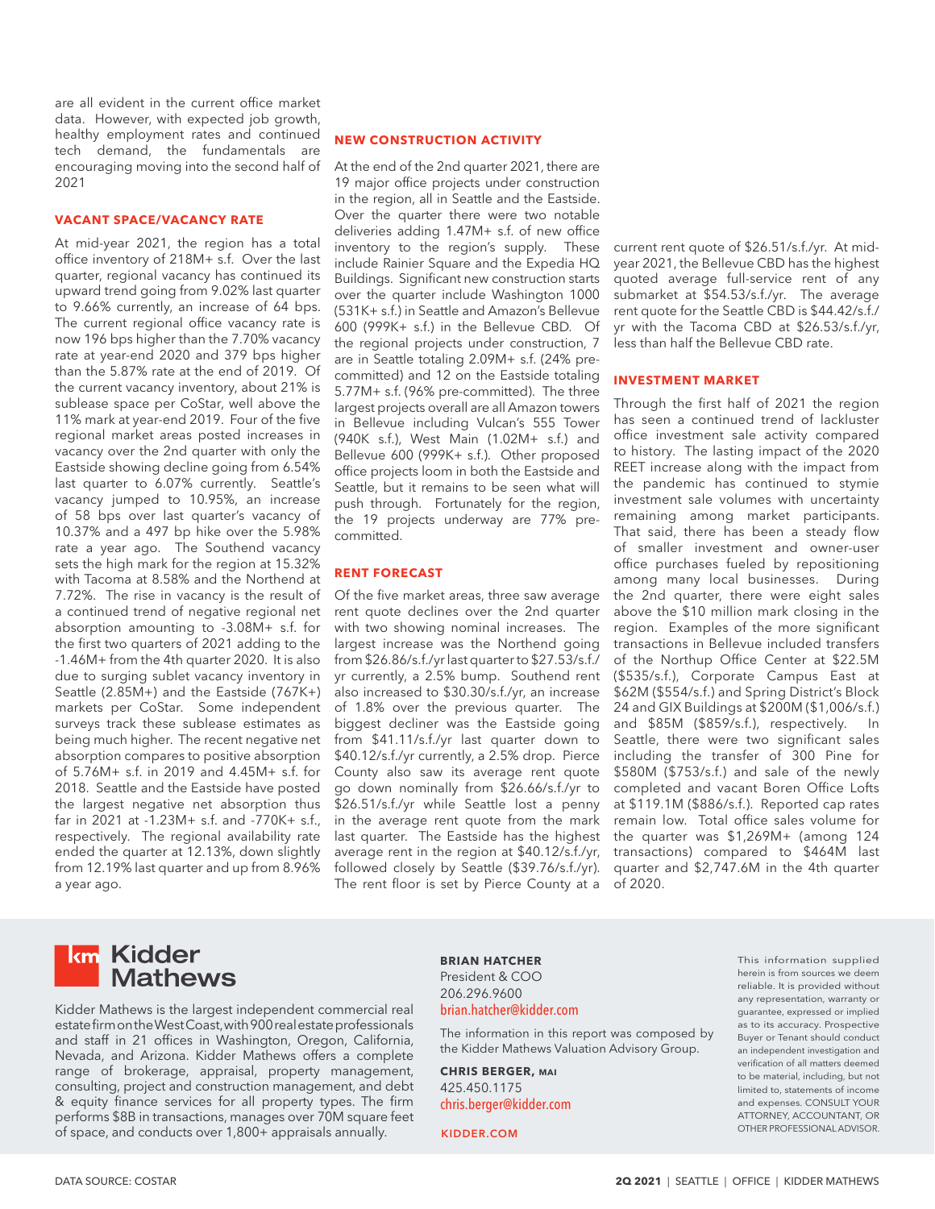are all evident in the current office market data. However, with expected job growth, healthy employment rates and continued tech demand, the fundamentals are encouraging moving into the second half of 2021

## VACANT SPACE/VACANCY RATE

At mid-year 2021, the region has a total office inventory of 218M+ s.f. Over the last quarter, regional vacancy has continued its upward trend going from 9.02% last quarter to 9.66% currently, an increase of 64 bps. The current regional office vacancy rate is now 196 bps higher than the 7.70% vacancy rate at year-end 2020 and 379 bps higher than the 5.87% rate at the end of 2019. Of the current vacancy inventory, about 21% is sublease space per CoStar, well above the 11% mark at year-end 2019. Four of the five regional market areas posted increases in vacancy over the 2nd quarter with only the Eastside showing decline going from 6.54% last quarter to 6.07% currently. Seattle's vacancy jumped to 10.95%, an increase of 58 bps over last quarter's vacancy of 10.37% and a 497 bp hike over the 5.98% rate a year ago. The Southend vacancy sets the high mark for the region at 15.32% with Tacoma at 8.58% and the Northend at 7.72%. The rise in vacancy is the result of a continued trend of negative regional net absorption amounting to -3.08M+ s.f. for the first two quarters of 2021 adding to the -1.46M+ from the 4th quarter 2020. It is also due to surging sublet vacancy inventory in Seattle (2.85M+) and the Eastside (767K+) markets per CoStar. Some independent surveys track these sublease estimates as being much higher. The recent negative net absorption compares to positive absorption of 5.76M+ s.f. in 2019 and 4.45M+ s.f. for 2018. Seattle and the Eastside have posted the largest negative net absorption thus far in 2021 at -1.23M+ s.f. and -770K+ s.f., respectively. The regional availability rate ended the quarter at 12.13%, down slightly from 12.19% last quarter and up from 8.96% a year ago.

## NEW CONSTRUCTION ACTIVITY

At the end of the 2nd quarter 2021, there are 19 major office projects under construction in the region, all in Seattle and the Eastside. Over the quarter there were two notable deliveries adding 1.47M+ s.f. of new office inventory to the region's supply. These include Rainier Square and the Expedia HQ Buildings. Significant new construction starts over the quarter include Washington 1000 (531K+ s.f.) in Seattle and Amazon's Bellevue 600 (999K+ s.f.) in the Bellevue CBD. Of the regional projects under construction, 7 are in Seattle totaling 2.09M+ s.f. (24% pre-committed) and 12 on the Eastside totaling 5.77M+ s.f. (96% pre-committed). The three largest projects overall are all Amazon towers in Bellevue including Vulcan's 555 Tower (940K s.f.), West Main (1.02M+ s.f.) and Bellevue 600 (999K+ s.f.). Other proposed office projects loom in both the Eastside and Seattle, but it remains to be seen what will push through. Fortunately for the region, the 19 projects underway are 77% pre-committed.

## RENT FORECAST

Of the five market areas, three saw average rent quote declines over the 2nd quarter with two showing nominal increases. The largest increase was the Northend going from $26.86/s.f./yr last quarter to $27.53/s.f./yr currently, a 2.5% bump. Southend rent also increased to $30.30/s.f./yr, an increase of 1.8% over the previous quarter. The biggest decliner was the Eastside going from $41.11/s.f./yr last quarter down to $40.12/s.f./yr currently, a 2.5% drop. Pierce County also saw its average rent quote go down nominally from $26.66/s.f./yr to $26.51/s.f./yr while Seattle lost a penny in the average rent quote from the mark last quarter. The Eastside has the highest average rent in the region at $40.12/s.f./yr, followed closely by Seattle ($39.76/s.f./yr). The rent floor is set by Pierce County at a current rent quote of $26.51/s.f./yr. At mid-year 2021, the Bellevue CBD has the highest quoted average full-service rent of any submarket at $54.53/s.f./yr. The average rent quote for the Seattle CBD is $44.42/s.f./yr with the Tacoma CBD at $26.53/s.f./yr, less than half the Bellevue CBD rate.

## INVESTMENT MARKET

Through the first half of 2021 the region has seen a continued trend of lackluster office investment sale activity compared to history. The lasting impact of the 2020 REET increase along with the impact from the pandemic has continued to stymie investment sale volumes with uncertainty remaining among market participants. That said, there has been a steady flow of smaller investment and owner-user office purchases fueled by repositioning among many local businesses. During the 2nd quarter, there were eight sales above the $10 million mark closing in the region. Examples of the more significant transactions in Bellevue included transfers of the Northup Office Center at $22.5M ($535/s.f.), Corporate Campus East at $62M ($554/s.f.) and Spring District's Block 24 and GIX Buildings at $200M ($1,006/s.f.) and $85M ($859/s.f.), respectively. In Seattle, there were two significant sales including the transfer of 300 Pine for $580M ($753/s.f.) and sale of the newly completed and vacant Boren Office Lofts at $119.1M ($886/s.f.). Reported cap rates remain low. Total office sales volume for the quarter was $1,269M+ (among 124 transactions) compared to $464M last quarter and $2,747.6M in the 4th quarter of 2020.

---

km Kidder Mathews

Kidder Mathews is the largest independent commercial real estate firm on the West Coast, with 900 real estate professionals and staff in 21 offices in Washington, Oregon, California, Nevada, and Arizona. Kidder Mathews offers a complete range of brokerage, appraisal, property management, consulting, project and construction management, and debt & equity finance services for all property types. The firm performs $8B in transactions, manages over 70M square feet of space, and conducts over 1,800+ appraisals annually.

**BRIAN HATCHER**
President & COO
206.296.9600
brian.hatcher@kidder.com

The information in this report was composed by the Kidder Mathews Valuation Advisory Group.

**CHRIS BERGER, MAI**
425.450.1175
chris.berger@kidder.com

KIDDER.COM

This information supplied herein is from sources we deem reliable. It is provided without any representation, warranty or guarantee, expressed or implied as to its accuracy. Prospective Buyer or Tenant should conduct an independent investigation and verification of all matters deemed to be material, including, but not limited to, statements of income and expenses. CONSULT YOUR ATTORNEY, ACCOUNTANT, OR OTHER PROFESSIONAL ADVISOR.

DATA SOURCE: COSTAR